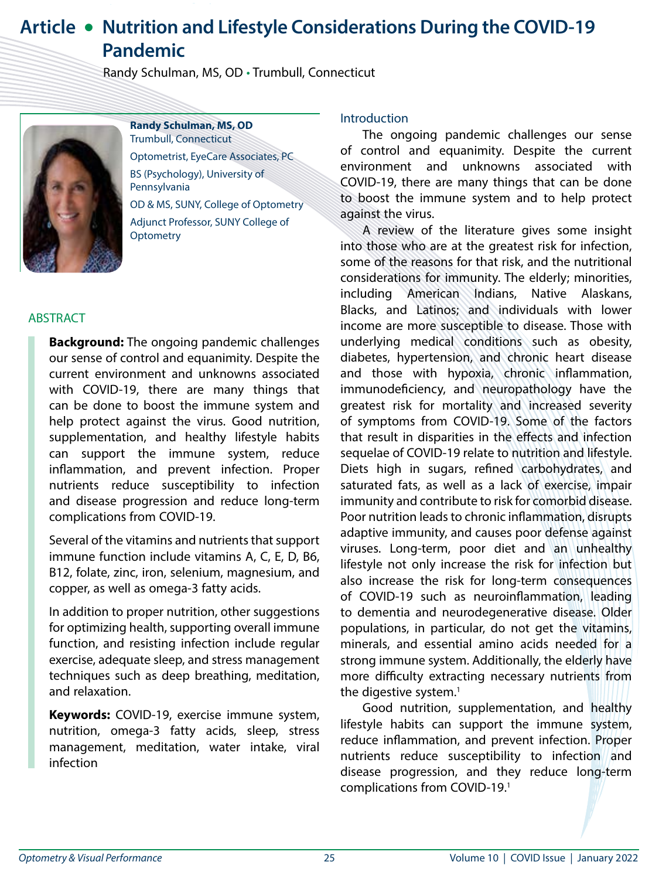# Article • Nutrition and Lifestyle Considerations During the COVID-19 Pandemic

Randy Schulman, MS, OD • Trumbull, Connecticut

**Randy Schulman, MS, OD**
Trumbull, Connecticut

Optometrist, EyeCare Associates, PC

BS (Psychology), University of Pennsylvania

OD & MS, SUNY, College of Optometry

Adjunct Professor, SUNY College of Optometry

## ABSTRACT

**Background:** The ongoing pandemic challenges our sense of control and equanimity. Despite the current environment and unknowns associated with COVID-19, there are many things that can be done to boost the immune system and help protect against the virus. Good nutrition, supplementation, and healthy lifestyle habits can support the immune system, reduce inflammation, and prevent infection. Proper nutrients reduce susceptibility to infection and disease progression and reduce long-term complications from COVID-19.

Several of the vitamins and nutrients that support immune function include vitamins A, C, E, D, B6, B12, folate, zinc, iron, selenium, magnesium, and copper, as well as omega-3 fatty acids.

In addition to proper nutrition, other suggestions for optimizing health, supporting overall immune function, and resisting infection include regular exercise, adequate sleep, and stress management techniques such as deep breathing, meditation, and relaxation.

**Keywords:** COVID-19, exercise immune system, nutrition, omega-3 fatty acids, sleep, stress management, meditation, water intake, viral infection

## Introduction

The ongoing pandemic challenges our sense of control and equanimity. Despite the current environment and unknowns associated with COVID-19, there are many things that can be done to boost the immune system and to help protect against the virus.

A review of the literature gives some insight into those who are at the greatest risk for infection, some of the reasons for that risk, and the nutritional considerations for immunity. The elderly; minorities, including American Indians, Native Alaskans, Blacks, and Latinos; and individuals with lower income are more susceptible to disease. Those with underlying medical conditions such as obesity, diabetes, hypertension, and chronic heart disease and those with hypoxia, chronic inflammation, immunodeficiency, and neuropathology have the greatest risk for mortality and increased severity of symptoms from COVID-19. Some of the factors that result in disparities in the effects and infection sequelae of COVID-19 relate to nutrition and lifestyle. Diets high in sugars, refined carbohydrates, and saturated fats, as well as a lack of exercise, impair immunity and contribute to risk for comorbid disease. Poor nutrition leads to chronic inflammation, disrupts adaptive immunity, and causes poor defense against viruses. Long-term, poor diet and an unhealthy lifestyle not only increase the risk for infection but also increase the risk for long-term consequences of COVID-19 such as neuroinflammation, leading to dementia and neurodegenerative disease. Older populations, in particular, do not get the vitamins, minerals, and essential amino acids needed for a strong immune system. Additionally, the elderly have more difficulty extracting necessary nutrients from the digestive system.[1]

Good nutrition, supplementation, and healthy lifestyle habits can support the immune system, reduce inflammation, and prevent infection. Proper nutrients reduce susceptibility to infection and disease progression, and they reduce long-term complications from COVID-19.[1]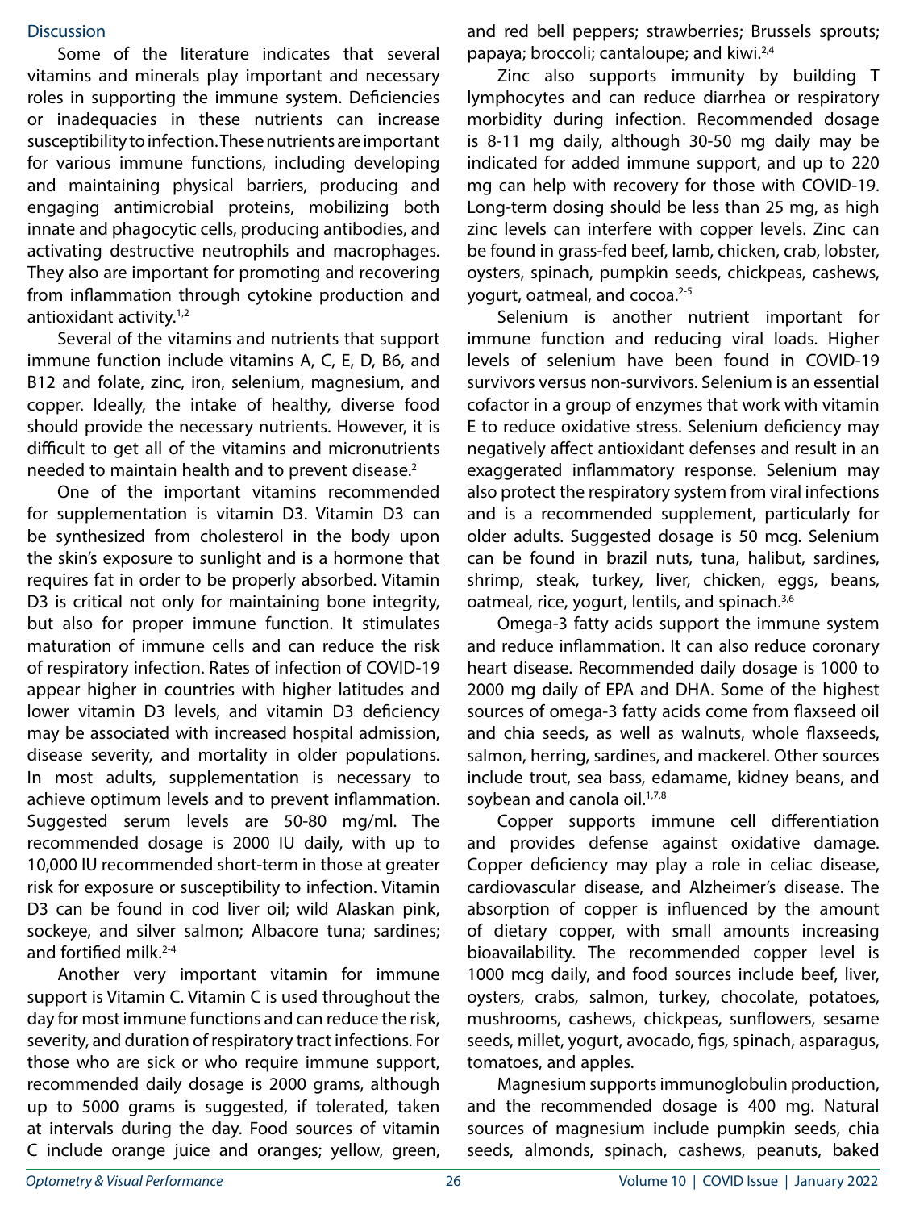## Discussion

Some of the literature indicates that several vitamins and minerals play important and necessary roles in supporting the immune system. Deficiencies or inadequacies in these nutrients can increase susceptibility to infection. These nutrients are important for various immune functions, including developing and maintaining physical barriers, producing and engaging antimicrobial proteins, mobilizing both innate and phagocytic cells, producing antibodies, and activating destructive neutrophils and macrophages. They also are important for promoting and recovering from inflammation through cytokine production and antioxidant activity.[1,2]

Several of the vitamins and nutrients that support immune function include vitamins A, C, E, D, B6, and B12 and folate, zinc, iron, selenium, magnesium, and copper. Ideally, the intake of healthy, diverse food should provide the necessary nutrients. However, it is difficult to get all of the vitamins and micronutrients needed to maintain health and to prevent disease.[2]

One of the important vitamins recommended for supplementation is vitamin D3. Vitamin D3 can be synthesized from cholesterol in the body upon the skin's exposure to sunlight and is a hormone that requires fat in order to be properly absorbed. Vitamin D3 is critical not only for maintaining bone integrity, but also for proper immune function. It stimulates maturation of immune cells and can reduce the risk of respiratory infection. Rates of infection of COVID-19 appear higher in countries with higher latitudes and lower vitamin D3 levels, and vitamin D3 deficiency may be associated with increased hospital admission, disease severity, and mortality in older populations. In most adults, supplementation is necessary to achieve optimum levels and to prevent inflammation. Suggested serum levels are 50-80 mg/ml. The recommended dosage is 2000 IU daily, with up to 10,000 IU recommended short-term in those at greater risk for exposure or susceptibility to infection. Vitamin D3 can be found in cod liver oil; wild Alaskan pink, sockeye, and silver salmon; Albacore tuna; sardines; and fortified milk.[2-4]

Another very important vitamin for immune support is Vitamin C. Vitamin C is used throughout the day for most immune functions and can reduce the risk, severity, and duration of respiratory tract infections. For those who are sick or who require immune support, recommended daily dosage is 2000 grams, although up to 5000 grams is suggested, if tolerated, taken at intervals during the day. Food sources of vitamin C include orange juice and oranges; yellow, green, and red bell peppers; strawberries; Brussels sprouts; papaya; broccoli; cantaloupe; and kiwi.[2,4]

Zinc also supports immunity by building T lymphocytes and can reduce diarrhea or respiratory morbidity during infection. Recommended dosage is 8-11 mg daily, although 30-50 mg daily may be indicated for added immune support, and up to 220 mg can help with recovery for those with COVID-19. Long-term dosing should be less than 25 mg, as high zinc levels can interfere with copper levels. Zinc can be found in grass-fed beef, lamb, chicken, crab, lobster, oysters, spinach, pumpkin seeds, chickpeas, cashews, yogurt, oatmeal, and cocoa.[2-5]

Selenium is another nutrient important for immune function and reducing viral loads. Higher levels of selenium have been found in COVID-19 survivors versus non-survivors. Selenium is an essential cofactor in a group of enzymes that work with vitamin E to reduce oxidative stress. Selenium deficiency may negatively affect antioxidant defenses and result in an exaggerated inflammatory response. Selenium may also protect the respiratory system from viral infections and is a recommended supplement, particularly for older adults. Suggested dosage is 50 mcg. Selenium can be found in brazil nuts, tuna, halibut, sardines, shrimp, steak, turkey, liver, chicken, eggs, beans, oatmeal, rice, yogurt, lentils, and spinach.[3,6]

Omega-3 fatty acids support the immune system and reduce inflammation. It can also reduce coronary heart disease. Recommended daily dosage is 1000 to 2000 mg daily of EPA and DHA. Some of the highest sources of omega-3 fatty acids come from flaxseed oil and chia seeds, as well as walnuts, whole flaxseeds, salmon, herring, sardines, and mackerel. Other sources include trout, sea bass, edamame, kidney beans, and soybean and canola oil.[1,7,8]

Copper supports immune cell differentiation and provides defense against oxidative damage. Copper deficiency may play a role in celiac disease, cardiovascular disease, and Alzheimer's disease. The absorption of copper is influenced by the amount of dietary copper, with small amounts increasing bioavailability. The recommended copper level is 1000 mcg daily, and food sources include beef, liver, oysters, crabs, salmon, turkey, chocolate, potatoes, mushrooms, cashews, chickpeas, sunflowers, sesame seeds, millet, yogurt, avocado, figs, spinach, asparagus, tomatoes, and apples.

Magnesium supports immunoglobulin production, and the recommended dosage is 400 mg. Natural sources of magnesium include pumpkin seeds, chia seeds, almonds, spinach, cashews, peanuts, baked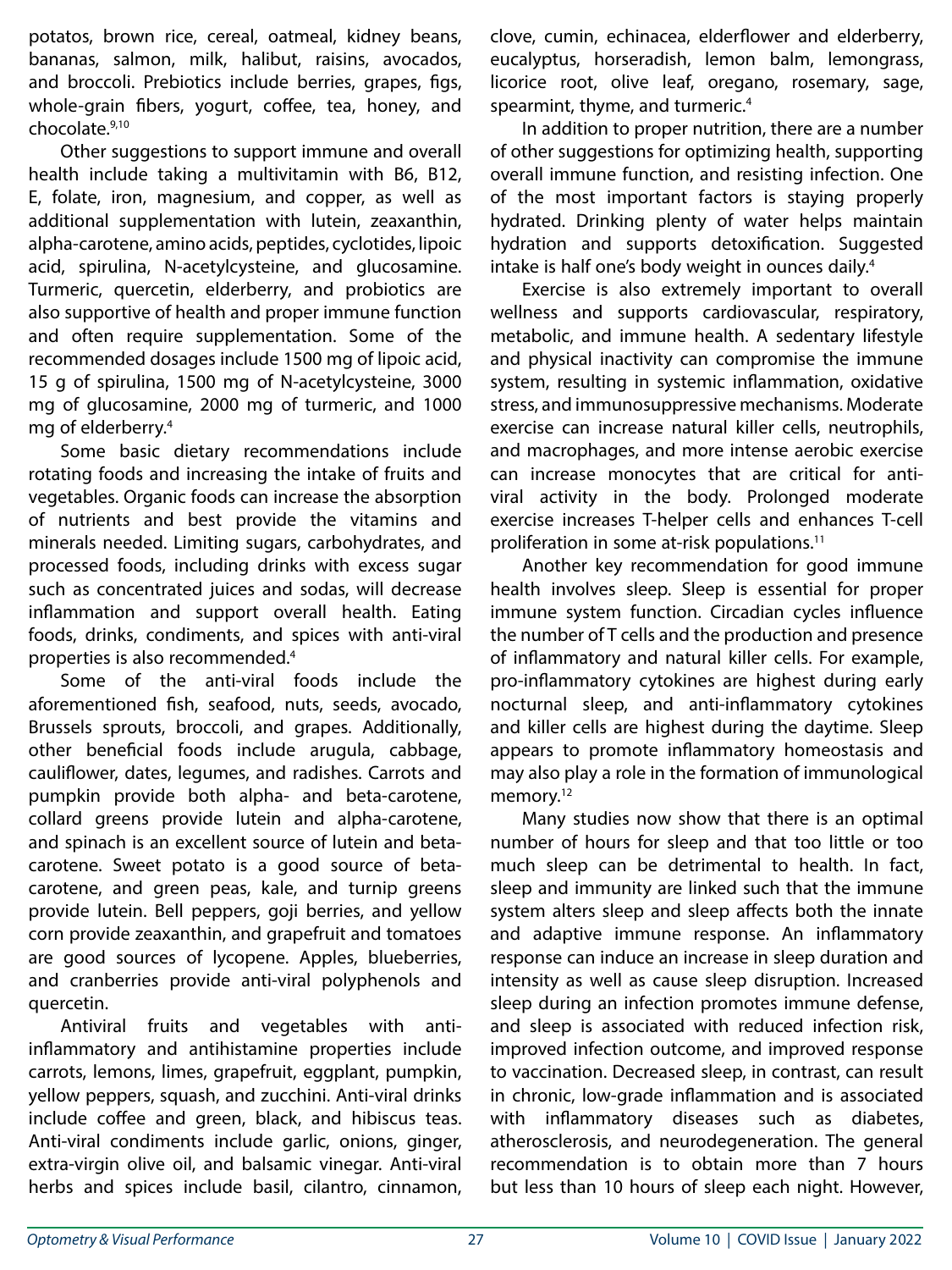potatos, brown rice, cereal, oatmeal, kidney beans, bananas, salmon, milk, halibut, raisins, avocados, and broccoli. Prebiotics include berries, grapes, figs, whole-grain fibers, yogurt, coffee, tea, honey, and chocolate.[9,10]

Other suggestions to support immune and overall health include taking a multivitamin with B6, B12, E, folate, iron, magnesium, and copper, as well as additional supplementation with lutein, zeaxanthin, alpha-carotene, amino acids, peptides, cyclotides, lipoic acid, spirulina, N-acetylcysteine, and glucosamine. Turmeric, quercetin, elderberry, and probiotics are also supportive of health and proper immune function and often require supplementation. Some of the recommended dosages include 1500 mg of lipoic acid, 15 g of spirulina, 1500 mg of N-acetylcysteine, 3000 mg of glucosamine, 2000 mg of turmeric, and 1000 mg of elderberry.[4]

Some basic dietary recommendations include rotating foods and increasing the intake of fruits and vegetables. Organic foods can increase the absorption of nutrients and best provide the vitamins and minerals needed. Limiting sugars, carbohydrates, and processed foods, including drinks with excess sugar such as concentrated juices and sodas, will decrease inflammation and support overall health. Eating foods, drinks, condiments, and spices with anti-viral properties is also recommended.[4]

Some of the anti-viral foods include the aforementioned fish, seafood, nuts, seeds, avocado, Brussels sprouts, broccoli, and grapes. Additionally, other beneficial foods include arugula, cabbage, cauliflower, dates, legumes, and radishes. Carrots and pumpkin provide both alpha- and beta-carotene, collard greens provide lutein and alpha-carotene, and spinach is an excellent source of lutein and beta-carotene. Sweet potato is a good source of beta-carotene, and green peas, kale, and turnip greens provide lutein. Bell peppers, goji berries, and yellow corn provide zeaxanthin, and grapefruit and tomatoes are good sources of lycopene. Apples, blueberries, and cranberries provide anti-viral polyphenols and quercetin.

Antiviral fruits and vegetables with anti-inflammatory and antihistamine properties include carrots, lemons, limes, grapefruit, eggplant, pumpkin, yellow peppers, squash, and zucchini. Anti-viral drinks include coffee and green, black, and hibiscus teas. Anti-viral condiments include garlic, onions, ginger, extra-virgin olive oil, and balsamic vinegar. Anti-viral herbs and spices include basil, cilantro, cinnamon, clove, cumin, echinacea, elderflower and elderberry, eucalyptus, horseradish, lemon balm, lemongrass, licorice root, olive leaf, oregano, rosemary, sage, spearmint, thyme, and turmeric.[4]

In addition to proper nutrition, there are a number of other suggestions for optimizing health, supporting overall immune function, and resisting infection. One of the most important factors is staying properly hydrated. Drinking plenty of water helps maintain hydration and supports detoxification. Suggested intake is half one's body weight in ounces daily.[4]

Exercise is also extremely important to overall wellness and supports cardiovascular, respiratory, metabolic, and immune health. A sedentary lifestyle and physical inactivity can compromise the immune system, resulting in systemic inflammation, oxidative stress, and immunosuppressive mechanisms. Moderate exercise can increase natural killer cells, neutrophils, and macrophages, and more intense aerobic exercise can increase monocytes that are critical for anti-viral activity in the body. Prolonged moderate exercise increases T-helper cells and enhances T-cell proliferation in some at-risk populations.[11]

Another key recommendation for good immune health involves sleep. Sleep is essential for proper immune system function. Circadian cycles influence the number of T cells and the production and presence of inflammatory and natural killer cells. For example, pro-inflammatory cytokines are highest during early nocturnal sleep, and anti-inflammatory cytokines and killer cells are highest during the daytime. Sleep appears to promote inflammatory homeostasis and may also play a role in the formation of immunological memory.[12]

Many studies now show that there is an optimal number of hours for sleep and that too little or too much sleep can be detrimental to health. In fact, sleep and immunity are linked such that the immune system alters sleep and sleep affects both the innate and adaptive immune response. An inflammatory response can induce an increase in sleep duration and intensity as well as cause sleep disruption. Increased sleep during an infection promotes immune defense, and sleep is associated with reduced infection risk, improved infection outcome, and improved response to vaccination. Decreased sleep, in contrast, can result in chronic, low-grade inflammation and is associated with inflammatory diseases such as diabetes, atherosclerosis, and neurodegeneration. The general recommendation is to obtain more than 7 hours but less than 10 hours of sleep each night. However,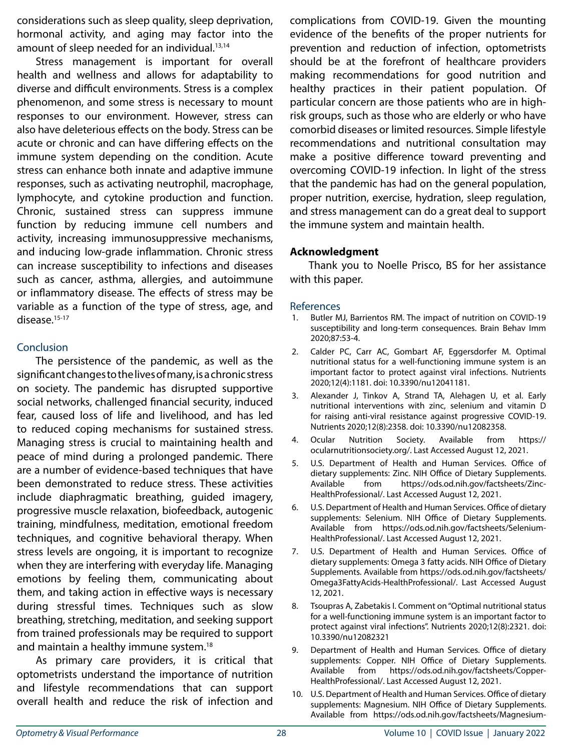considerations such as sleep quality, sleep deprivation, hormonal activity, and aging may factor into the amount of sleep needed for an individual.[13,14]

Stress management is important for overall health and wellness and allows for adaptability to diverse and difficult environments. Stress is a complex phenomenon, and some stress is necessary to mount responses to our environment. However, stress can also have deleterious effects on the body. Stress can be acute or chronic and can have differing effects on the immune system depending on the condition. Acute stress can enhance both innate and adaptive immune responses, such as activating neutrophil, macrophage, lymphocyte, and cytokine production and function. Chronic, sustained stress can suppress immune function by reducing immune cell numbers and activity, increasing immunosuppressive mechanisms, and inducing low-grade inflammation. Chronic stress can increase susceptibility to infections and diseases such as cancer, asthma, allergies, and autoimmune or inflammatory disease. The effects of stress may be variable as a function of the type of stress, age, and disease.[15-17]

## Conclusion

The persistence of the pandemic, as well as the significant changes to the lives of many, is a chronic stress on society. The pandemic has disrupted supportive social networks, challenged financial security, induced fear, caused loss of life and livelihood, and has led to reduced coping mechanisms for sustained stress. Managing stress is crucial to maintaining health and peace of mind during a prolonged pandemic. There are a number of evidence-based techniques that have been demonstrated to reduce stress. These activities include diaphragmatic breathing, guided imagery, progressive muscle relaxation, biofeedback, autogenic training, mindfulness, meditation, emotional freedom techniques, and cognitive behavioral therapy. When stress levels are ongoing, it is important to recognize when they are interfering with everyday life. Managing emotions by feeling them, communicating about them, and taking action in effective ways is necessary during stressful times. Techniques such as slow breathing, stretching, meditation, and seeking support from trained professionals may be required to support and maintain a healthy immune system.[18]

As primary care providers, it is critical that optometrists understand the importance of nutrition and lifestyle recommendations that can support overall health and reduce the risk of infection and complications from COVID-19. Given the mounting evidence of the benefits of the proper nutrients for prevention and reduction of infection, optometrists should be at the forefront of healthcare providers making recommendations for good nutrition and healthy practices in their patient population. Of particular concern are those patients who are in high-risk groups, such as those who are elderly or who have comorbid diseases or limited resources. Simple lifestyle recommendations and nutritional consultation may make a positive difference toward preventing and overcoming COVID-19 infection. In light of the stress that the pandemic has had on the general population, proper nutrition, exercise, hydration, sleep regulation, and stress management can do a great deal to support the immune system and maintain health.

## Acknowledgment

Thank you to Noelle Prisco, BS for her assistance with this paper.

## References

1. Butler MJ, Barrientos RM. The impact of nutrition on COVID-19 susceptibility and long-term consequences. Brain Behav Imm 2020;87:53-4.
2. Calder PC, Carr AC, Gombart AF, Eggersdorfer M. Optimal nutritional status for a well-functioning immune system is an important factor to protect against viral infections. Nutrients 2020;12(4):1181. doi: 10.3390/nu12041181.
3. Alexander J, Tinkov A, Strand TA, Alehagen U, et al. Early nutritional interventions with zinc, selenium and vitamin D for raising anti-viral resistance against progressive COVID-19. Nutrients 2020;12(8):2358. doi: 10.3390/nu12082358.
4. Ocular Nutrition Society. Available from https://ocularnutritionsociety.org/. Last Accessed August 12, 2021.
5. U.S. Department of Health and Human Services. Office of dietary supplements: Zinc. NIH Office of Dietary Supplements. Available from https://ods.od.nih.gov/factsheets/Zinc-HealthProfessional/. Last Accessed August 12, 2021.
6. U.S. Department of Health and Human Services. Office of dietary supplements: Selenium. NIH Office of Dietary Supplements. Available from https://ods.od.nih.gov/factsheets/Selenium-HealthProfessional/. Last Accessed August 12, 2021.
7. U.S. Department of Health and Human Services. Office of dietary supplements: Omega 3 fatty acids. NIH Office of Dietary Supplements. Available from https://ods.od.nih.gov/factsheets/Omega3FattyAcids-HealthProfessional/. Last Accessed August 12, 2021.
8. Tsoupras A, Zabetakis I. Comment on "Optimal nutritional status for a well-functioning immune system is an important factor to protect against viral infections". Nutrients 2020;12(8):2321. doi: 10.3390/nu12082321
9. Department of Health and Human Services. Office of dietary supplements: Copper. NIH Office of Dietary Supplements. Available from https://ods.od.nih.gov/factsheets/Copper-HealthProfessional/. Last Accessed August 12, 2021.
10. U.S. Department of Health and Human Services. Office of dietary supplements: Magnesium. NIH Office of Dietary Supplements. Available from https://ods.od.nih.gov/factsheets/Magnesium-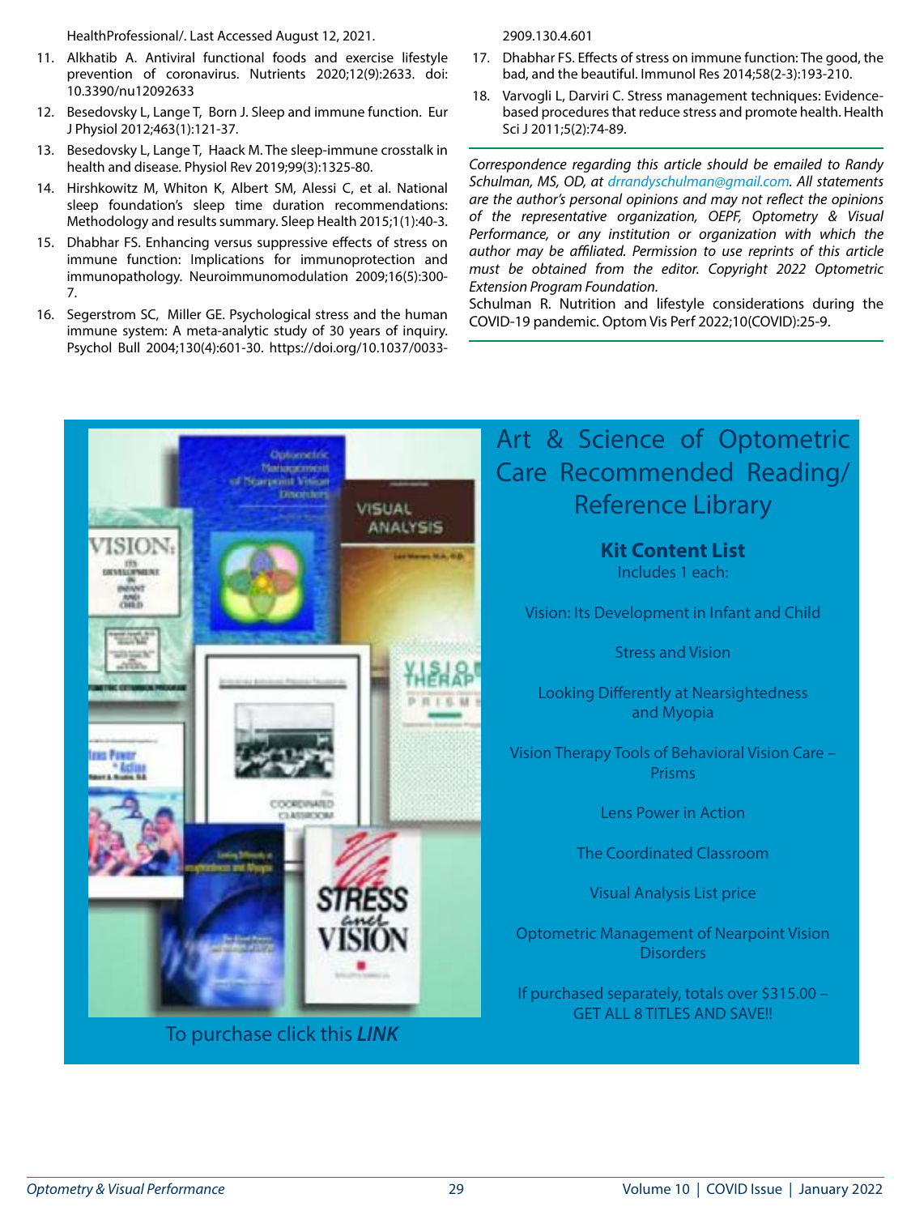HealthProfessional/. Last Accessed August 12, 2021.

11. Alkhatib A. Antiviral functional foods and exercise lifestyle prevention of coronavirus. Nutrients 2020;12(9):2633. doi: 10.3390/nu12092633
12. Besedovsky L, Lange T, Born J. Sleep and immune function. Eur J Physiol 2012;463(1):121-37.
13. Besedovsky L, Lange T, Haack M. The sleep-immune crosstalk in health and disease. Physiol Rev 2019;99(3):1325-80.
14. Hirshkowitz M, Whiton K, Albert SM, Alessi C, et al. National sleep foundation's sleep time duration recommendations: Methodology and results summary. Sleep Health 2015;1(1):40-3.
15. Dhabhar FS. Enhancing versus suppressive effects of stress on immune function: Implications for immunoprotection and immunopathology. Neuroimmunomodulation 2009;16(5):300-7.
16. Segerstrom SC, Miller GE. Psychological stress and the human immune system: A meta-analytic study of 30 years of inquiry. Psychol Bull 2004;130(4):601-30. https://doi.org/10.1037/0033-2909.130.4.601
17. Dhabhar FS. Effects of stress on immune function: The good, the bad, and the beautiful. Immunol Res 2014;58(2-3):193-210.
18. Varvogli L, Darviri C. Stress management techniques: Evidence-based procedures that reduce stress and promote health. Health Sci J 2011;5(2):74-89.

*Correspondence regarding this article should be emailed to Randy Schulman, MS, OD, at drrandyschulman@gmail.com. All statements are the author's personal opinions and may not reflect the opinions of the representative organization, OEPF, Optometry & Visual Performance, or any institution or organization with which the author may be affiliated. Permission to use reprints of this article must be obtained from the editor. Copyright 2022 Optometric Extension Program Foundation.*

Schulman R. Nutrition and lifestyle considerations during the COVID-19 pandemic. Optom Vis Perf 2022;10(COVID):25-9.

To purchase click this ***LINK***

# Art & Science of Optometric Care Recommended Reading/ Reference Library

**Kit Content List**

Includes 1 each:

Vision: Its Development in Infant and Child

Stress and Vision

Looking Differently at Nearsightedness and Myopia

Vision Therapy Tools of Behavioral Vision Care – Prisms

Lens Power in Action

The Coordinated Classroom

Visual Analysis List price

Optometric Management of Nearpoint Vision Disorders

If purchased separately, totals over $315.00 – GET ALL 8 TITLES AND SAVE!!